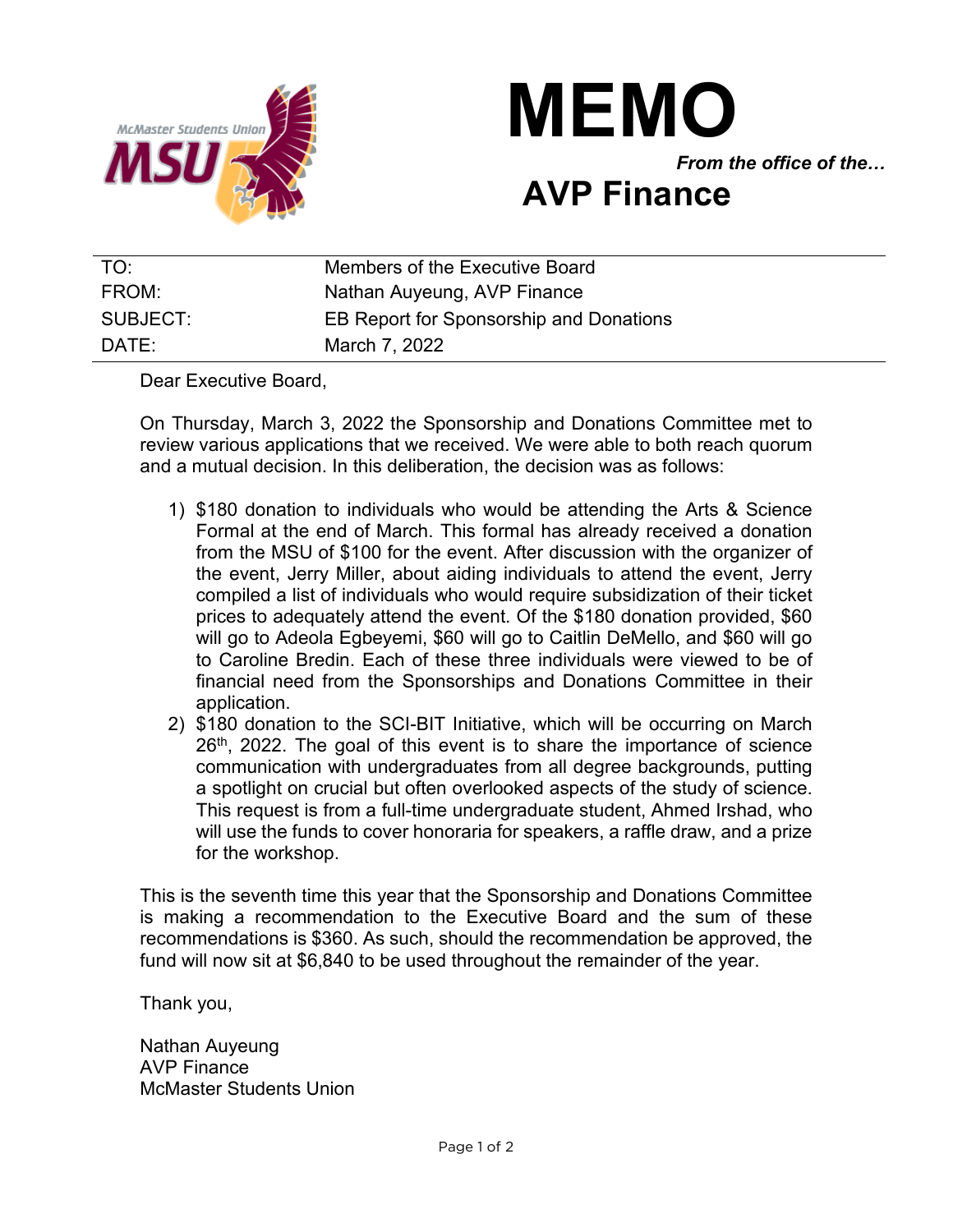McMaster Students Union

MSU

# MEMO

***From the office of the…***

## AVP Finance

| | |
|---|---|
| TO: | Members of the Executive Board |
| FROM: | Nathan Auyeung, AVP Finance |
| SUBJECT: | EB Report for Sponsorship and Donations |
| DATE: | March 7, 2022 |

Dear Executive Board,

On Thursday, March 3, 2022 the Sponsorship and Donations Committee met to review various applications that we received. We were able to both reach quorum and a mutual decision. In this deliberation, the decision was as follows:

1) $180 donation to individuals who would be attending the Arts & Science Formal at the end of March. This formal has already received a donation from the MSU of $100 for the event. After discussion with the organizer of the event, Jerry Miller, about aiding individuals to attend the event, Jerry compiled a list of individuals who would require subsidization of their ticket prices to adequately attend the event. Of the $180 donation provided, $60 will go to Adeola Egbeyemi, $60 will go to Caitlin DeMello, and $60 will go to Caroline Bredin. Each of these three individuals were viewed to be of financial need from the Sponsorships and Donations Committee in their application.
2) $180 donation to the SCI-BIT Initiative, which will be occurring on March 26th, 2022. The goal of this event is to share the importance of science communication with undergraduates from all degree backgrounds, putting a spotlight on crucial but often overlooked aspects of the study of science. This request is from a full-time undergraduate student, Ahmed Irshad, who will use the funds to cover honoraria for speakers, a raffle draw, and a prize for the workshop.

This is the seventh time this year that the Sponsorship and Donations Committee is making a recommendation to the Executive Board and the sum of these recommendations is $360. As such, should the recommendation be approved, the fund will now sit at $6,840 to be used throughout the remainder of the year.

Thank you,

Nathan Auyeung  
AVP Finance  
McMaster Students Union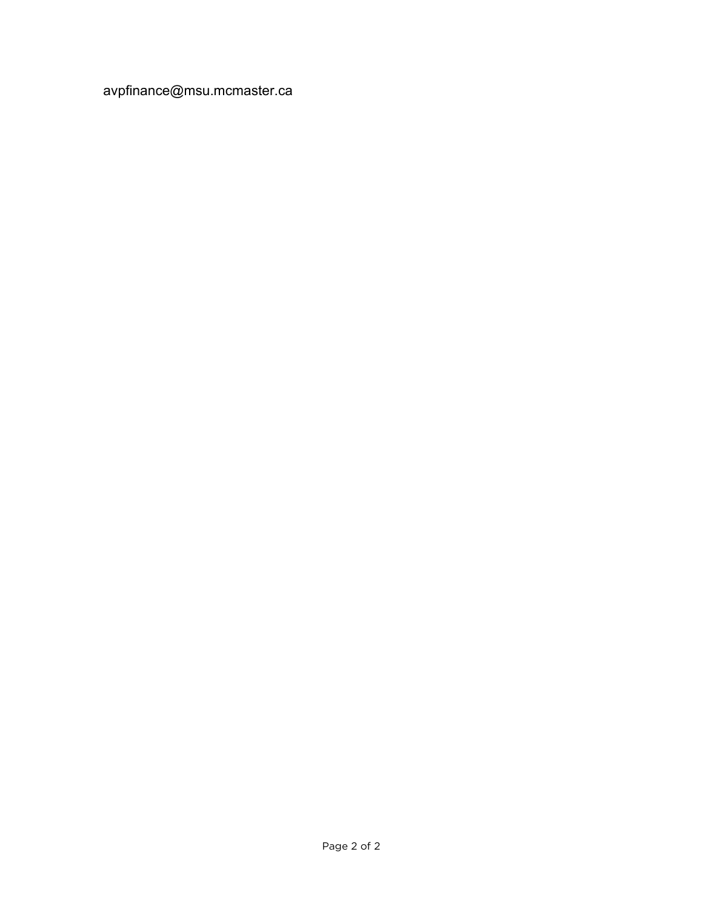avpfinance@msu.mcmaster.ca